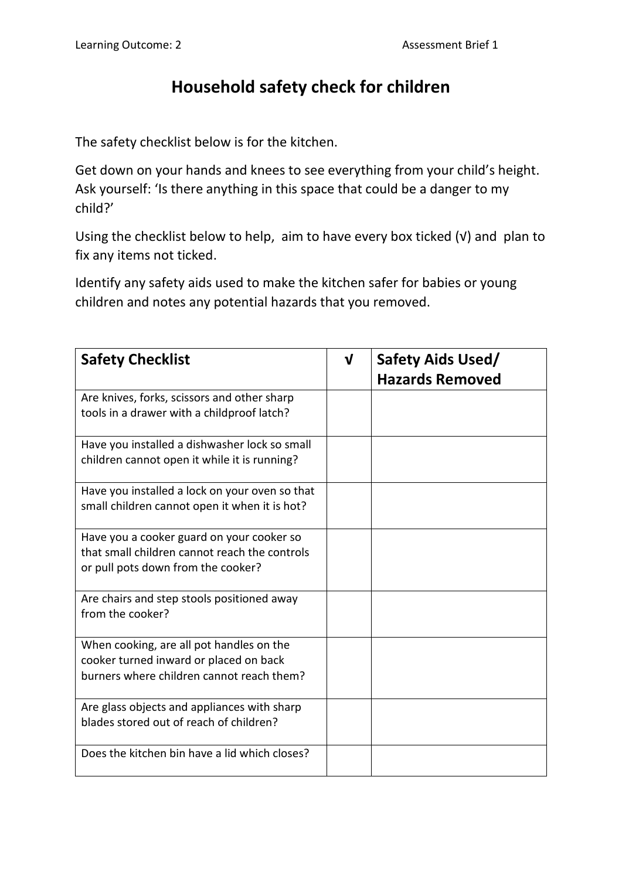Learning Outcome: 2 Assessment Brief 1

# Household safety check for children

The safety checklist below is for the kitchen.

Get down on your hands and knees to see everything from your child's height. Ask yourself: 'Is there anything in this space that could be a danger to my child?'

Using the checklist below to help, aim to have every box ticked (√) and plan to fix any items not ticked.

Identify any safety aids used to make the kitchen safer for babies or young children and notes any potential hazards that you removed.

| **Safety Checklist** | **√** | **Safety Aids Used/ Hazards Removed** |
|---|---|---|
| Are knives, forks, scissors and other sharp tools in a drawer with a childproof latch? | | |
| Have you installed a dishwasher lock so small children cannot open it while it is running? | | |
| Have you installed a lock on your oven so that small children cannot open it when it is hot? | | |
| Have you a cooker guard on your cooker so that small children cannot reach the controls or pull pots down from the cooker? | | |
| Are chairs and step stools positioned away from the cooker? | | |
| When cooking, are all pot handles on the cooker turned inward or placed on back burners where children cannot reach them? | | |
| Are glass objects and appliances with sharp blades stored out of reach of children? | | |
| Does the kitchen bin have a lid which closes? | | |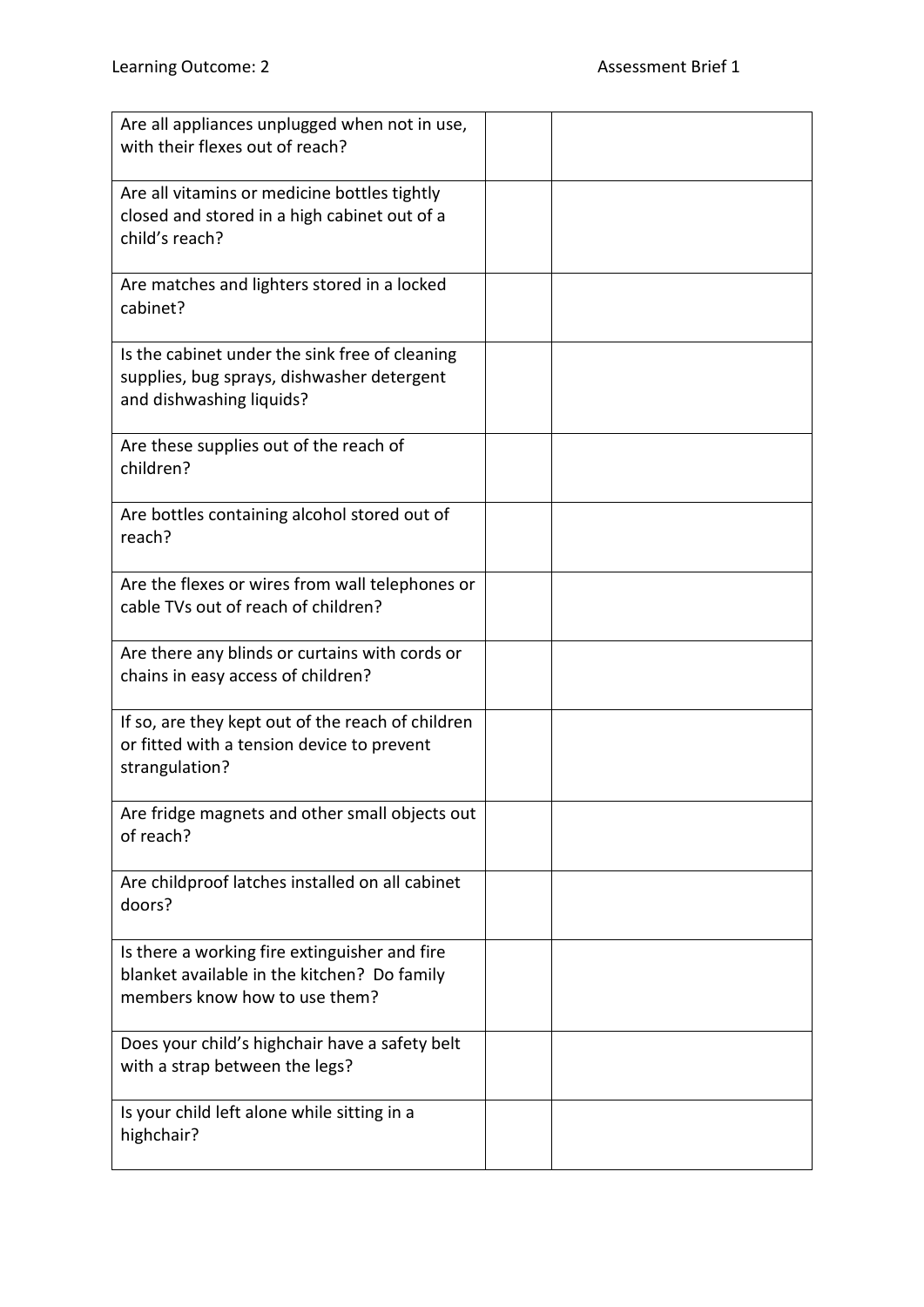| | | |
|---|---|---|
| Are all appliances unplugged when not in use, with their flexes out of reach? | | |
| Are all vitamins or medicine bottles tightly closed and stored in a high cabinet out of a child's reach? | | |
| Are matches and lighters stored in a locked cabinet? | | |
| Is the cabinet under the sink free of cleaning supplies, bug sprays, dishwasher detergent and dishwashing liquids? | | |
| Are these supplies out of the reach of children? | | |
| Are bottles containing alcohol stored out of reach? | | |
| Are the flexes or wires from wall telephones or cable TVs out of reach of children? | | |
| Are there any blinds or curtains with cords or chains in easy access of children? | | |
| If so, are they kept out of the reach of children or fitted with a tension device to prevent strangulation? | | |
| Are fridge magnets and other small objects out of reach? | | |
| Are childproof latches installed on all cabinet doors? | | |
| Is there a working fire extinguisher and fire blanket available in the kitchen? Do family members know how to use them? | | |
| Does your child's highchair have a safety belt with a strap between the legs? | | |
| Is your child left alone while sitting in a highchair? | | |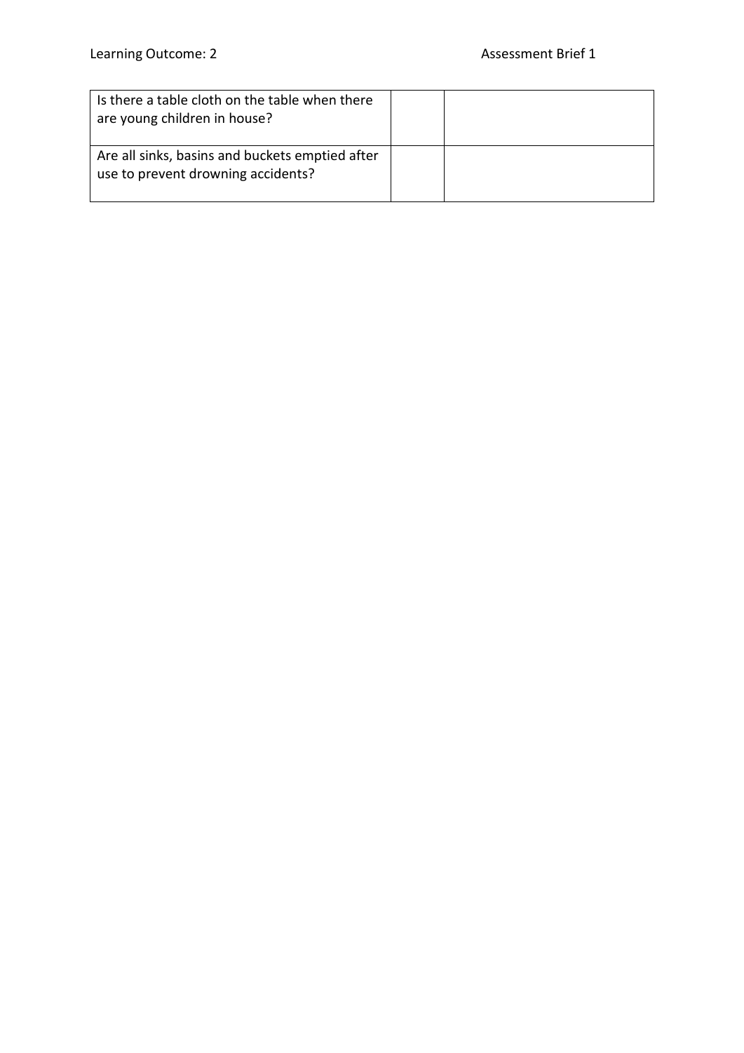| | | |
|---|---|---|
| Is there a table cloth on the table when there are young children in house? | | |
| Are all sinks, basins and buckets emptied after use to prevent drowning accidents? | | |